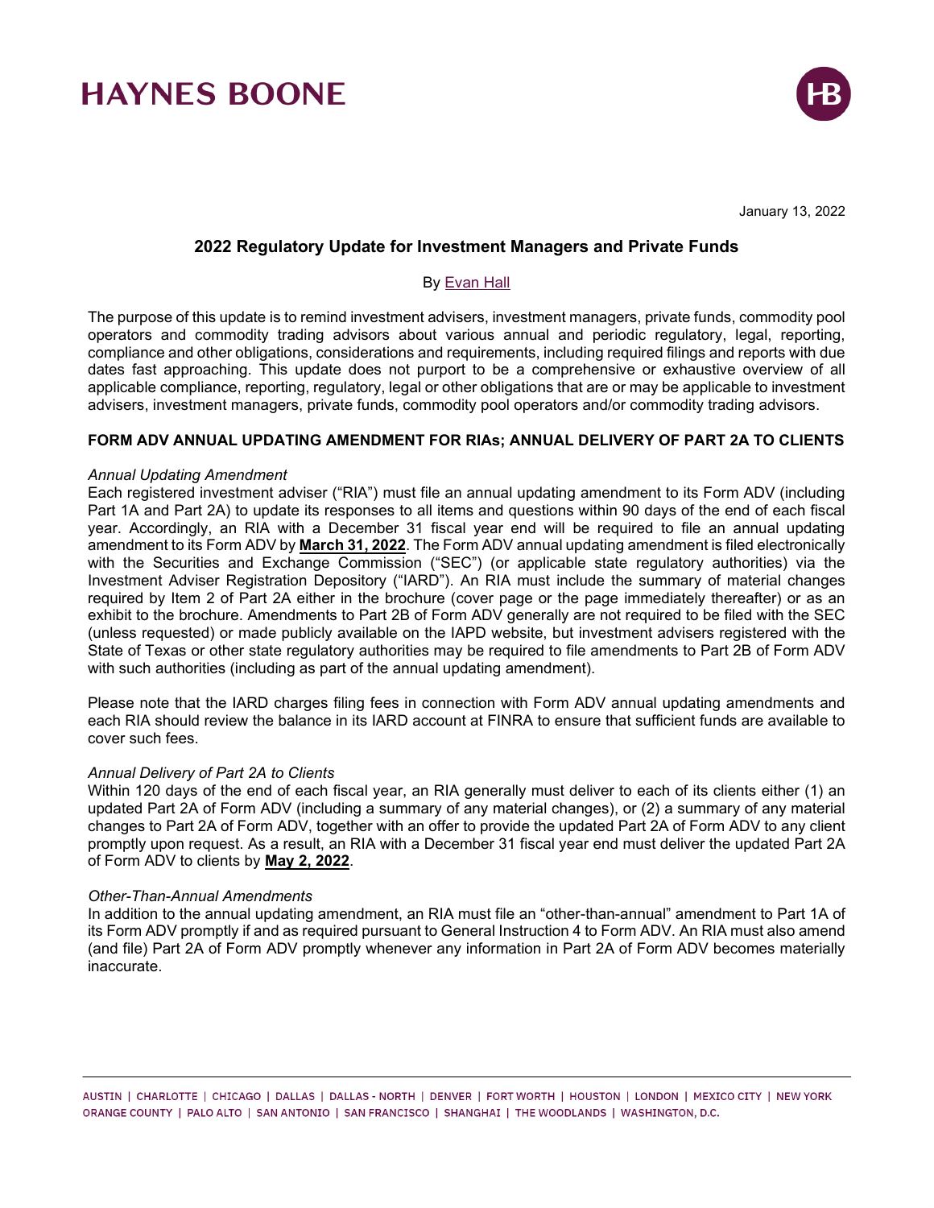# HAYNES BOONE

January 13, 2022

## 2022 Regulatory Update for Investment Managers and Private Funds

By Evan Hall

The purpose of this update is to remind investment advisers, investment managers, private funds, commodity pool operators and commodity trading advisors about various annual and periodic regulatory, legal, reporting, compliance and other obligations, considerations and requirements, including required filings and reports with due dates fast approaching. This update does not purport to be a comprehensive or exhaustive overview of all applicable compliance, reporting, regulatory, legal or other obligations that are or may be applicable to investment advisers, investment managers, private funds, commodity pool operators and/or commodity trading advisors.

### FORM ADV ANNUAL UPDATING AMENDMENT FOR RIAs; ANNUAL DELIVERY OF PART 2A TO CLIENTS

*Annual Updating Amendment*

Each registered investment adviser ("RIA") must file an annual updating amendment to its Form ADV (including Part 1A and Part 2A) to update its responses to all items and questions within 90 days of the end of each fiscal year. Accordingly, an RIA with a December 31 fiscal year end will be required to file an annual updating amendment to its Form ADV by **March 31, 2022**. The Form ADV annual updating amendment is filed electronically with the Securities and Exchange Commission ("SEC") (or applicable state regulatory authorities) via the Investment Adviser Registration Depository ("IARD"). An RIA must include the summary of material changes required by Item 2 of Part 2A either in the brochure (cover page or the page immediately thereafter) or as an exhibit to the brochure. Amendments to Part 2B of Form ADV generally are not required to be filed with the SEC (unless requested) or made publicly available on the IAPD website, but investment advisers registered with the State of Texas or other state regulatory authorities may be required to file amendments to Part 2B of Form ADV with such authorities (including as part of the annual updating amendment).

Please note that the IARD charges filing fees in connection with Form ADV annual updating amendments and each RIA should review the balance in its IARD account at FINRA to ensure that sufficient funds are available to cover such fees.

*Annual Delivery of Part 2A to Clients*

Within 120 days of the end of each fiscal year, an RIA generally must deliver to each of its clients either (1) an updated Part 2A of Form ADV (including a summary of any material changes), or (2) a summary of any material changes to Part 2A of Form ADV, together with an offer to provide the updated Part 2A of Form ADV to any client promptly upon request. As a result, an RIA with a December 31 fiscal year end must deliver the updated Part 2A of Form ADV to clients by **May 2, 2022**.

*Other-Than-Annual Amendments*

In addition to the annual updating amendment, an RIA must file an "other-than-annual" amendment to Part 1A of its Form ADV promptly if and as required pursuant to General Instruction 4 to Form ADV. An RIA must also amend (and file) Part 2A of Form ADV promptly whenever any information in Part 2A of Form ADV becomes materially inaccurate.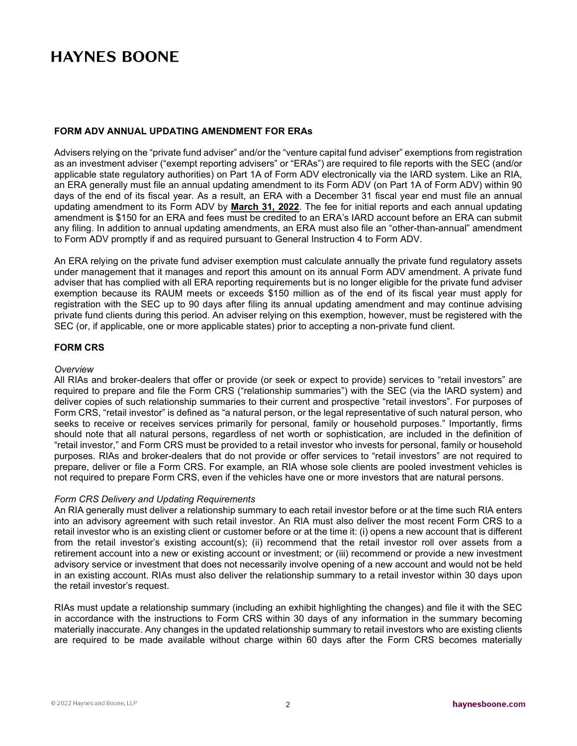## FORM ADV ANNUAL UPDATING AMENDMENT FOR ERAs

Advisers relying on the "private fund adviser" and/or the "venture capital fund adviser" exemptions from registration as an investment adviser ("exempt reporting advisers" or "ERAs") are required to file reports with the SEC (and/or applicable state regulatory authorities) on Part 1A of Form ADV electronically via the IARD system. Like an RIA, an ERA generally must file an annual updating amendment to its Form ADV (on Part 1A of Form ADV) within 90 days of the end of its fiscal year. As a result, an ERA with a December 31 fiscal year end must file an annual updating amendment to its Form ADV by **March 31, 2022**. The fee for initial reports and each annual updating amendment is $150 for an ERA and fees must be credited to an ERA's IARD account before an ERA can submit any filing. In addition to annual updating amendments, an ERA must also file an "other-than-annual" amendment to Form ADV promptly if and as required pursuant to General Instruction 4 to Form ADV.

An ERA relying on the private fund adviser exemption must calculate annually the private fund regulatory assets under management that it manages and report this amount on its annual Form ADV amendment. A private fund adviser that has complied with all ERA reporting requirements but is no longer eligible for the private fund adviser exemption because its RAUM meets or exceeds $150 million as of the end of its fiscal year must apply for registration with the SEC up to 90 days after filing its annual updating amendment and may continue advising private fund clients during this period. An adviser relying on this exemption, however, must be registered with the SEC (or, if applicable, one or more applicable states) prior to accepting a non-private fund client.

## FORM CRS

*Overview*

All RIAs and broker-dealers that offer or provide (or seek or expect to provide) services to "retail investors" are required to prepare and file the Form CRS ("relationship summaries") with the SEC (via the IARD system) and deliver copies of such relationship summaries to their current and prospective "retail investors". For purposes of Form CRS, "retail investor" is defined as "a natural person, or the legal representative of such natural person, who seeks to receive or receives services primarily for personal, family or household purposes." Importantly, firms should note that all natural persons, regardless of net worth or sophistication, are included in the definition of "retail investor," and Form CRS must be provided to a retail investor who invests for personal, family or household purposes. RIAs and broker-dealers that do not provide or offer services to "retail investors" are not required to prepare, deliver or file a Form CRS. For example, an RIA whose sole clients are pooled investment vehicles is not required to prepare Form CRS, even if the vehicles have one or more investors that are natural persons.

*Form CRS Delivery and Updating Requirements*

An RIA generally must deliver a relationship summary to each retail investor before or at the time such RIA enters into an advisory agreement with such retail investor. An RIA must also deliver the most recent Form CRS to a retail investor who is an existing client or customer before or at the time it: (i) opens a new account that is different from the retail investor's existing account(s); (ii) recommend that the retail investor roll over assets from a retirement account into a new or existing account or investment; or (iii) recommend or provide a new investment advisory service or investment that does not necessarily involve opening of a new account and would not be held in an existing account. RIAs must also deliver the relationship summary to a retail investor within 30 days upon the retail investor's request.

RIAs must update a relationship summary (including an exhibit highlighting the changes) and file it with the SEC in accordance with the instructions to Form CRS within 30 days of any information in the summary becoming materially inaccurate. Any changes in the updated relationship summary to retail investors who are existing clients are required to be made available without charge within 60 days after the Form CRS becomes materially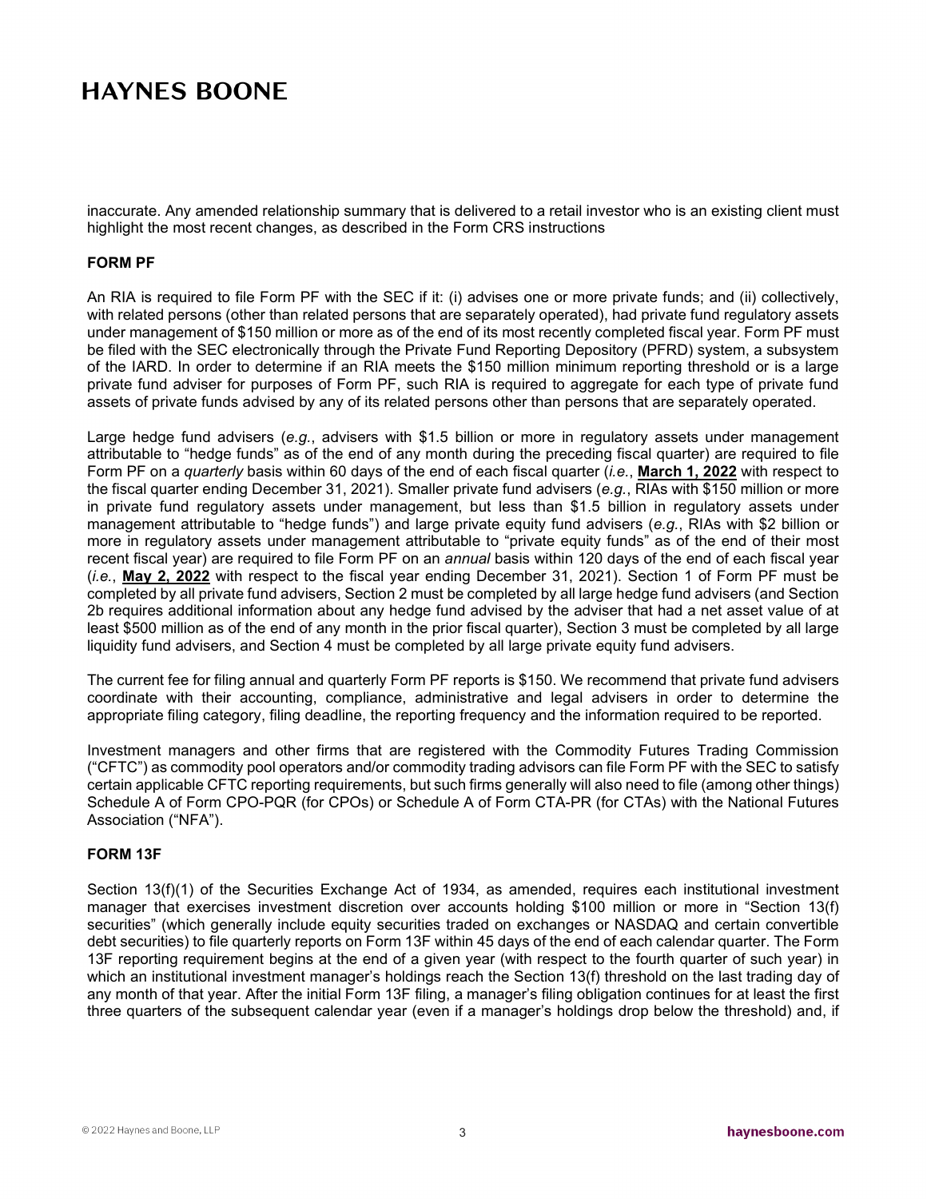inaccurate. Any amended relationship summary that is delivered to a retail investor who is an existing client must highlight the most recent changes, as described in the Form CRS instructions

**FORM PF**

An RIA is required to file Form PF with the SEC if it: (i) advises one or more private funds; and (ii) collectively, with related persons (other than related persons that are separately operated), had private fund regulatory assets under management of $150 million or more as of the end of its most recently completed fiscal year. Form PF must be filed with the SEC electronically through the Private Fund Reporting Depository (PFRD) system, a subsystem of the IARD. In order to determine if an RIA meets the $150 million minimum reporting threshold or is a large private fund adviser for purposes of Form PF, such RIA is required to aggregate for each type of private fund assets of private funds advised by any of its related persons other than persons that are separately operated.

Large hedge fund advisers (*e.g.*, advisers with $1.5 billion or more in regulatory assets under management attributable to "hedge funds" as of the end of any month during the preceding fiscal quarter) are required to file Form PF on a *quarterly* basis within 60 days of the end of each fiscal quarter (*i.e.*, **March 1, 2022** with respect to the fiscal quarter ending December 31, 2021). Smaller private fund advisers (*e.g.*, RIAs with $150 million or more in private fund regulatory assets under management, but less than $1.5 billion in regulatory assets under management attributable to "hedge funds") and large private equity fund advisers (*e.g.*, RIAs with $2 billion or more in regulatory assets under management attributable to "private equity funds" as of the end of their most recent fiscal year) are required to file Form PF on an *annual* basis within 120 days of the end of each fiscal year (*i.e.*, **May 2, 2022** with respect to the fiscal year ending December 31, 2021). Section 1 of Form PF must be completed by all private fund advisers, Section 2 must be completed by all large hedge fund advisers (and Section 2b requires additional information about any hedge fund advised by the adviser that had a net asset value of at least $500 million as of the end of any month in the prior fiscal quarter), Section 3 must be completed by all large liquidity fund advisers, and Section 4 must be completed by all large private equity fund advisers.

The current fee for filing annual and quarterly Form PF reports is $150. We recommend that private fund advisers coordinate with their accounting, compliance, administrative and legal advisers in order to determine the appropriate filing category, filing deadline, the reporting frequency and the information required to be reported.

Investment managers and other firms that are registered with the Commodity Futures Trading Commission ("CFTC") as commodity pool operators and/or commodity trading advisors can file Form PF with the SEC to satisfy certain applicable CFTC reporting requirements, but such firms generally will also need to file (among other things) Schedule A of Form CPO-PQR (for CPOs) or Schedule A of Form CTA-PR (for CTAs) with the National Futures Association ("NFA").

**FORM 13F**

Section 13(f)(1) of the Securities Exchange Act of 1934, as amended, requires each institutional investment manager that exercises investment discretion over accounts holding $100 million or more in "Section 13(f) securities" (which generally include equity securities traded on exchanges or NASDAQ and certain convertible debt securities) to file quarterly reports on Form 13F within 45 days of the end of each calendar quarter. The Form 13F reporting requirement begins at the end of a given year (with respect to the fourth quarter of such year) in which an institutional investment manager's holdings reach the Section 13(f) threshold on the last trading day of any month of that year. After the initial Form 13F filing, a manager's filing obligation continues for at least the first three quarters of the subsequent calendar year (even if a manager's holdings drop below the threshold) and, if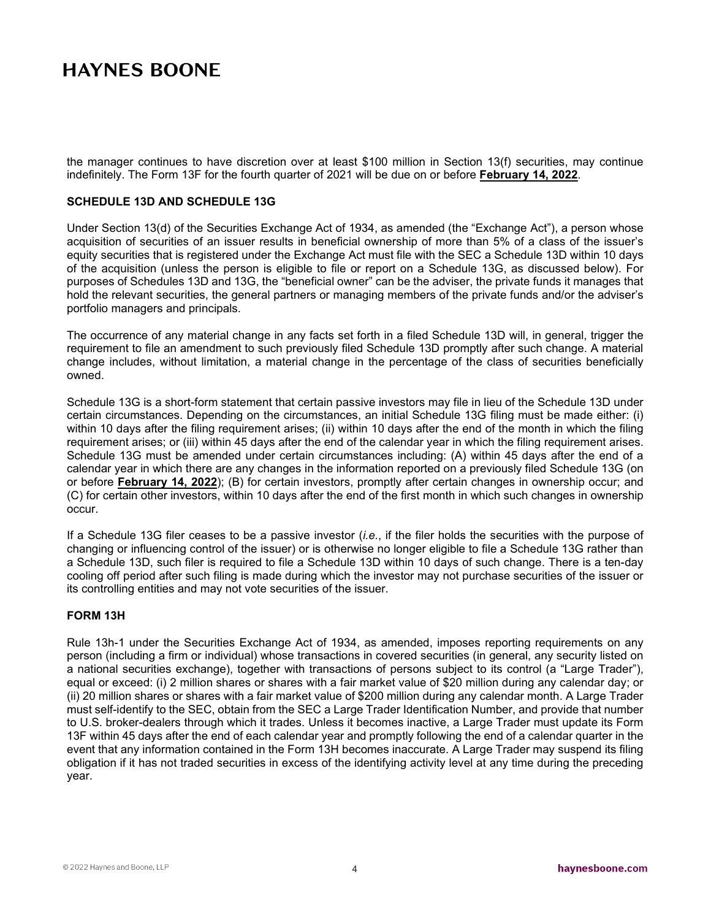the manager continues to have discretion over at least $100 million in Section 13(f) securities, may continue indefinitely. The Form 13F for the fourth quarter of 2021 will be due on or before **February 14, 2022**.

## SCHEDULE 13D AND SCHEDULE 13G

Under Section 13(d) of the Securities Exchange Act of 1934, as amended (the "Exchange Act"), a person whose acquisition of securities of an issuer results in beneficial ownership of more than 5% of a class of the issuer's equity securities that is registered under the Exchange Act must file with the SEC a Schedule 13D within 10 days of the acquisition (unless the person is eligible to file or report on a Schedule 13G, as discussed below). For purposes of Schedules 13D and 13G, the "beneficial owner" can be the adviser, the private funds it manages that hold the relevant securities, the general partners or managing members of the private funds and/or the adviser's portfolio managers and principals.

The occurrence of any material change in any facts set forth in a filed Schedule 13D will, in general, trigger the requirement to file an amendment to such previously filed Schedule 13D promptly after such change. A material change includes, without limitation, a material change in the percentage of the class of securities beneficially owned.

Schedule 13G is a short-form statement that certain passive investors may file in lieu of the Schedule 13D under certain circumstances. Depending on the circumstances, an initial Schedule 13G filing must be made either: (i) within 10 days after the filing requirement arises; (ii) within 10 days after the end of the month in which the filing requirement arises; or (iii) within 45 days after the end of the calendar year in which the filing requirement arises. Schedule 13G must be amended under certain circumstances including: (A) within 45 days after the end of a calendar year in which there are any changes in the information reported on a previously filed Schedule 13G (on or before **February 14, 2022**); (B) for certain investors, promptly after certain changes in ownership occur; and (C) for certain other investors, within 10 days after the end of the first month in which such changes in ownership occur.

If a Schedule 13G filer ceases to be a passive investor (*i.e.*, if the filer holds the securities with the purpose of changing or influencing control of the issuer) or is otherwise no longer eligible to file a Schedule 13G rather than a Schedule 13D, such filer is required to file a Schedule 13D within 10 days of such change. There is a ten-day cooling off period after such filing is made during which the investor may not purchase securities of the issuer or its controlling entities and may not vote securities of the issuer.

## FORM 13H

Rule 13h-1 under the Securities Exchange Act of 1934, as amended, imposes reporting requirements on any person (including a firm or individual) whose transactions in covered securities (in general, any security listed on a national securities exchange), together with transactions of persons subject to its control (a "Large Trader"), equal or exceed: (i) 2 million shares or shares with a fair market value of $20 million during any calendar day; or (ii) 20 million shares or shares with a fair market value of $200 million during any calendar month. A Large Trader must self-identify to the SEC, obtain from the SEC a Large Trader Identification Number, and provide that number to U.S. broker-dealers through which it trades. Unless it becomes inactive, a Large Trader must update its Form 13F within 45 days after the end of each calendar year and promptly following the end of a calendar quarter in the event that any information contained in the Form 13H becomes inaccurate. A Large Trader may suspend its filing obligation if it has not traded securities in excess of the identifying activity level at any time during the preceding year.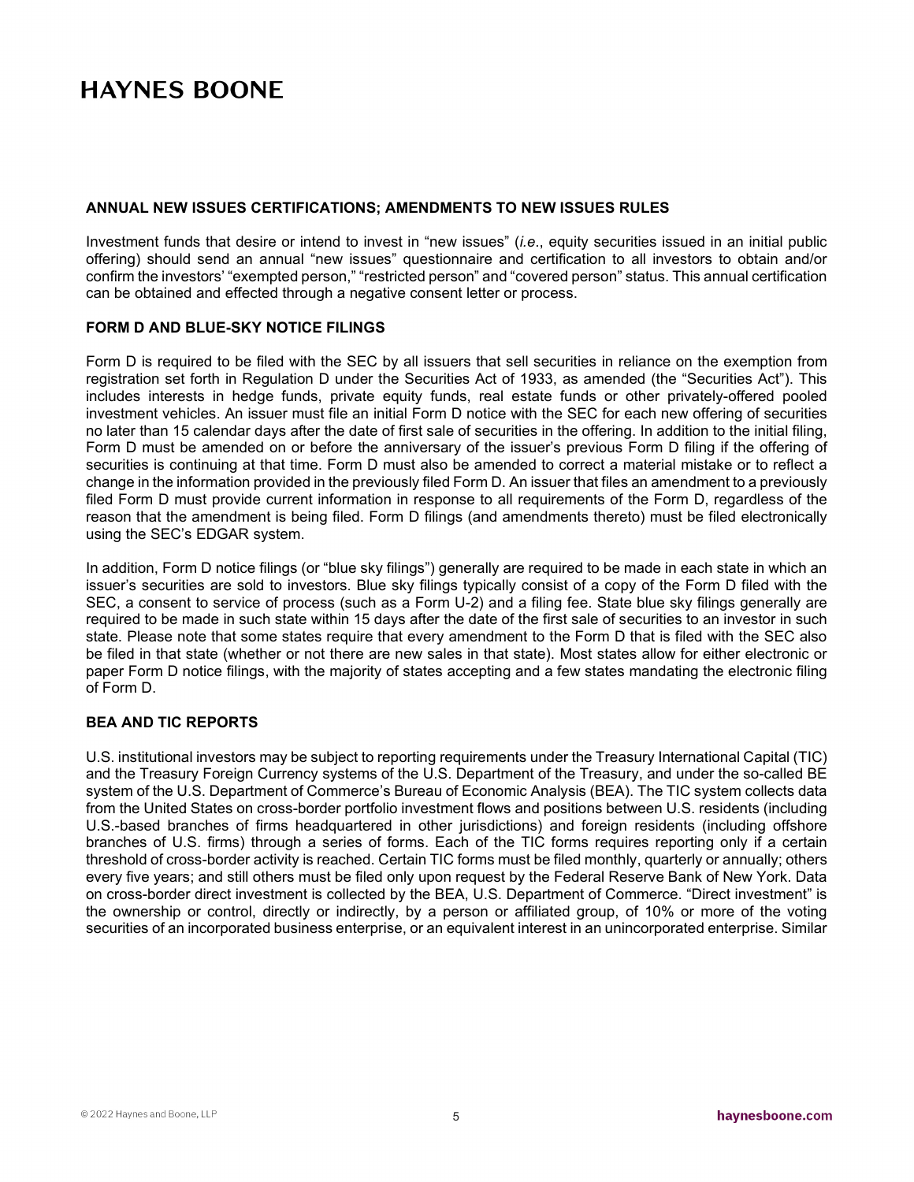## ANNUAL NEW ISSUES CERTIFICATIONS; AMENDMENTS TO NEW ISSUES RULES

Investment funds that desire or intend to invest in "new issues" (*i.e*., equity securities issued in an initial public offering) should send an annual "new issues" questionnaire and certification to all investors to obtain and/or confirm the investors' "exempted person," "restricted person" and "covered person" status. This annual certification can be obtained and effected through a negative consent letter or process.

## FORM D AND BLUE-SKY NOTICE FILINGS

Form D is required to be filed with the SEC by all issuers that sell securities in reliance on the exemption from registration set forth in Regulation D under the Securities Act of 1933, as amended (the "Securities Act"). This includes interests in hedge funds, private equity funds, real estate funds or other privately-offered pooled investment vehicles. An issuer must file an initial Form D notice with the SEC for each new offering of securities no later than 15 calendar days after the date of first sale of securities in the offering. In addition to the initial filing, Form D must be amended on or before the anniversary of the issuer's previous Form D filing if the offering of securities is continuing at that time. Form D must also be amended to correct a material mistake or to reflect a change in the information provided in the previously filed Form D. An issuer that files an amendment to a previously filed Form D must provide current information in response to all requirements of the Form D, regardless of the reason that the amendment is being filed. Form D filings (and amendments thereto) must be filed electronically using the SEC's EDGAR system.

In addition, Form D notice filings (or "blue sky filings") generally are required to be made in each state in which an issuer's securities are sold to investors. Blue sky filings typically consist of a copy of the Form D filed with the SEC, a consent to service of process (such as a Form U-2) and a filing fee. State blue sky filings generally are required to be made in such state within 15 days after the date of the first sale of securities to an investor in such state. Please note that some states require that every amendment to the Form D that is filed with the SEC also be filed in that state (whether or not there are new sales in that state). Most states allow for either electronic or paper Form D notice filings, with the majority of states accepting and a few states mandating the electronic filing of Form D.

## BEA AND TIC REPORTS

U.S. institutional investors may be subject to reporting requirements under the Treasury International Capital (TIC) and the Treasury Foreign Currency systems of the U.S. Department of the Treasury, and under the so-called BE system of the U.S. Department of Commerce's Bureau of Economic Analysis (BEA). The TIC system collects data from the United States on cross-border portfolio investment flows and positions between U.S. residents (including U.S.-based branches of firms headquartered in other jurisdictions) and foreign residents (including offshore branches of U.S. firms) through a series of forms. Each of the TIC forms requires reporting only if a certain threshold of cross-border activity is reached. Certain TIC forms must be filed monthly, quarterly or annually; others every five years; and still others must be filed only upon request by the Federal Reserve Bank of New York. Data on cross-border direct investment is collected by the BEA, U.S. Department of Commerce. "Direct investment" is the ownership or control, directly or indirectly, by a person or affiliated group, of 10% or more of the voting securities of an incorporated business enterprise, or an equivalent interest in an unincorporated enterprise. Similar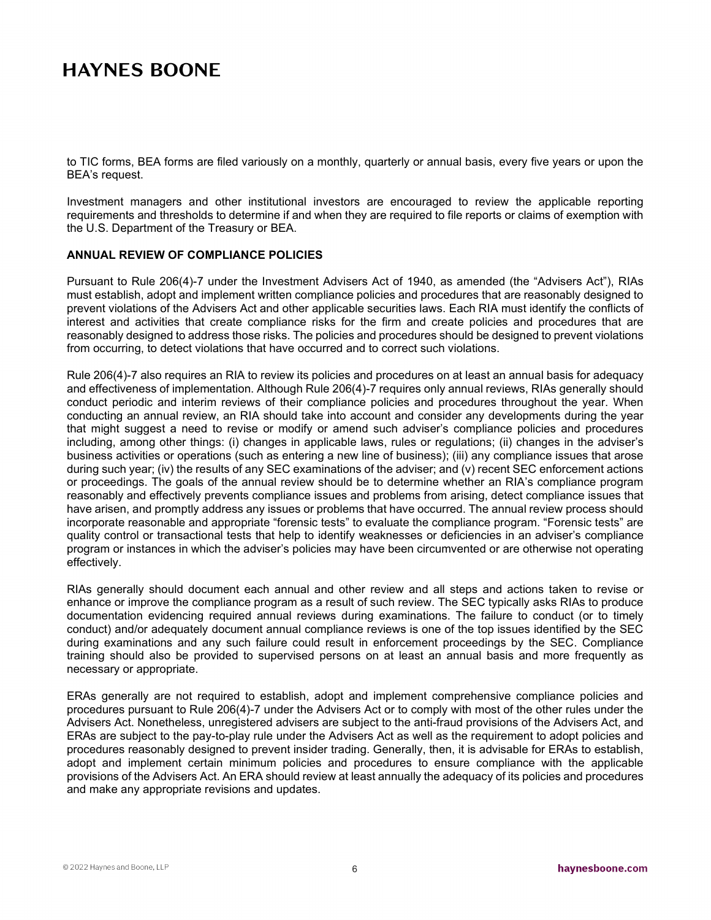to TIC forms, BEA forms are filed variously on a monthly, quarterly or annual basis, every five years or upon the BEA's request.

Investment managers and other institutional investors are encouraged to review the applicable reporting requirements and thresholds to determine if and when they are required to file reports or claims of exemption with the U.S. Department of the Treasury or BEA.

## ANNUAL REVIEW OF COMPLIANCE POLICIES

Pursuant to Rule 206(4)-7 under the Investment Advisers Act of 1940, as amended (the "Advisers Act"), RIAs must establish, adopt and implement written compliance policies and procedures that are reasonably designed to prevent violations of the Advisers Act and other applicable securities laws. Each RIA must identify the conflicts of interest and activities that create compliance risks for the firm and create policies and procedures that are reasonably designed to address those risks. The policies and procedures should be designed to prevent violations from occurring, to detect violations that have occurred and to correct such violations.

Rule 206(4)-7 also requires an RIA to review its policies and procedures on at least an annual basis for adequacy and effectiveness of implementation. Although Rule 206(4)-7 requires only annual reviews, RIAs generally should conduct periodic and interim reviews of their compliance policies and procedures throughout the year. When conducting an annual review, an RIA should take into account and consider any developments during the year that might suggest a need to revise or modify or amend such adviser's compliance policies and procedures including, among other things: (i) changes in applicable laws, rules or regulations; (ii) changes in the adviser's business activities or operations (such as entering a new line of business); (iii) any compliance issues that arose during such year; (iv) the results of any SEC examinations of the adviser; and (v) recent SEC enforcement actions or proceedings. The goals of the annual review should be to determine whether an RIA's compliance program reasonably and effectively prevents compliance issues and problems from arising, detect compliance issues that have arisen, and promptly address any issues or problems that have occurred. The annual review process should incorporate reasonable and appropriate "forensic tests" to evaluate the compliance program. "Forensic tests" are quality control or transactional tests that help to identify weaknesses or deficiencies in an adviser's compliance program or instances in which the adviser's policies may have been circumvented or are otherwise not operating effectively.

RIAs generally should document each annual and other review and all steps and actions taken to revise or enhance or improve the compliance program as a result of such review. The SEC typically asks RIAs to produce documentation evidencing required annual reviews during examinations. The failure to conduct (or to timely conduct) and/or adequately document annual compliance reviews is one of the top issues identified by the SEC during examinations and any such failure could result in enforcement proceedings by the SEC. Compliance training should also be provided to supervised persons on at least an annual basis and more frequently as necessary or appropriate.

ERAs generally are not required to establish, adopt and implement comprehensive compliance policies and procedures pursuant to Rule 206(4)-7 under the Advisers Act or to comply with most of the other rules under the Advisers Act. Nonetheless, unregistered advisers are subject to the anti-fraud provisions of the Advisers Act, and ERAs are subject to the pay-to-play rule under the Advisers Act as well as the requirement to adopt policies and procedures reasonably designed to prevent insider trading. Generally, then, it is advisable for ERAs to establish, adopt and implement certain minimum policies and procedures to ensure compliance with the applicable provisions of the Advisers Act. An ERA should review at least annually the adequacy of its policies and procedures and make any appropriate revisions and updates.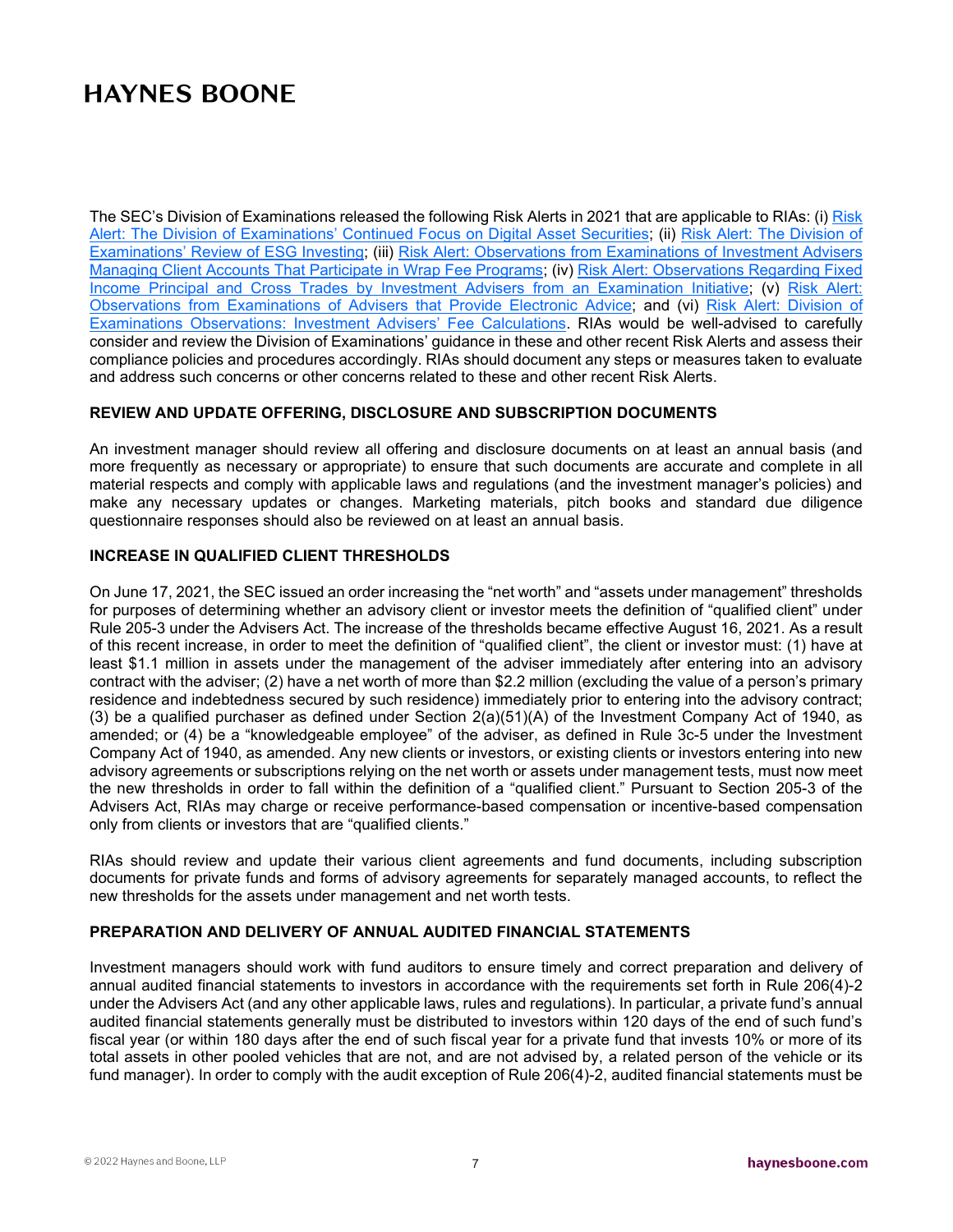The SEC's Division of Examinations released the following Risk Alerts in 2021 that are applicable to RIAs: (i) Risk Alert: The Division of Examinations' Continued Focus on Digital Asset Securities; (ii) Risk Alert: The Division of Examinations' Review of ESG Investing; (iii) Risk Alert: Observations from Examinations of Investment Advisers Managing Client Accounts That Participate in Wrap Fee Programs; (iv) Risk Alert: Observations Regarding Fixed Income Principal and Cross Trades by Investment Advisers from an Examination Initiative; (v) Risk Alert: Observations from Examinations of Advisers that Provide Electronic Advice; and (vi) Risk Alert: Division of Examinations Observations: Investment Advisers' Fee Calculations. RIAs would be well-advised to carefully consider and review the Division of Examinations' guidance in these and other recent Risk Alerts and assess their compliance policies and procedures accordingly. RIAs should document any steps or measures taken to evaluate and address such concerns or other concerns related to these and other recent Risk Alerts.

**REVIEW AND UPDATE OFFERING, DISCLOSURE AND SUBSCRIPTION DOCUMENTS**

An investment manager should review all offering and disclosure documents on at least an annual basis (and more frequently as necessary or appropriate) to ensure that such documents are accurate and complete in all material respects and comply with applicable laws and regulations (and the investment manager's policies) and make any necessary updates or changes. Marketing materials, pitch books and standard due diligence questionnaire responses should also be reviewed on at least an annual basis.

**INCREASE IN QUALIFIED CLIENT THRESHOLDS**

On June 17, 2021, the SEC issued an order increasing the "net worth" and "assets under management" thresholds for purposes of determining whether an advisory client or investor meets the definition of "qualified client" under Rule 205-3 under the Advisers Act. The increase of the thresholds became effective August 16, 2021. As a result of this recent increase, in order to meet the definition of "qualified client", the client or investor must: (1) have at least $1.1 million in assets under the management of the adviser immediately after entering into an advisory contract with the adviser; (2) have a net worth of more than $2.2 million (excluding the value of a person's primary residence and indebtedness secured by such residence) immediately prior to entering into the advisory contract; (3) be a qualified purchaser as defined under Section 2(a)(51)(A) of the Investment Company Act of 1940, as amended; or (4) be a "knowledgeable employee" of the adviser, as defined in Rule 3c-5 under the Investment Company Act of 1940, as amended. Any new clients or investors, or existing clients or investors entering into new advisory agreements or subscriptions relying on the net worth or assets under management tests, must now meet the new thresholds in order to fall within the definition of a "qualified client." Pursuant to Section 205-3 of the Advisers Act, RIAs may charge or receive performance-based compensation or incentive-based compensation only from clients or investors that are "qualified clients."

RIAs should review and update their various client agreements and fund documents, including subscription documents for private funds and forms of advisory agreements for separately managed accounts, to reflect the new thresholds for the assets under management and net worth tests.

**PREPARATION AND DELIVERY OF ANNUAL AUDITED FINANCIAL STATEMENTS**

Investment managers should work with fund auditors to ensure timely and correct preparation and delivery of annual audited financial statements to investors in accordance with the requirements set forth in Rule 206(4)-2 under the Advisers Act (and any other applicable laws, rules and regulations). In particular, a private fund's annual audited financial statements generally must be distributed to investors within 120 days of the end of such fund's fiscal year (or within 180 days after the end of such fiscal year for a private fund that invests 10% or more of its total assets in other pooled vehicles that are not, and are not advised by, a related person of the vehicle or its fund manager). In order to comply with the audit exception of Rule 206(4)-2, audited financial statements must be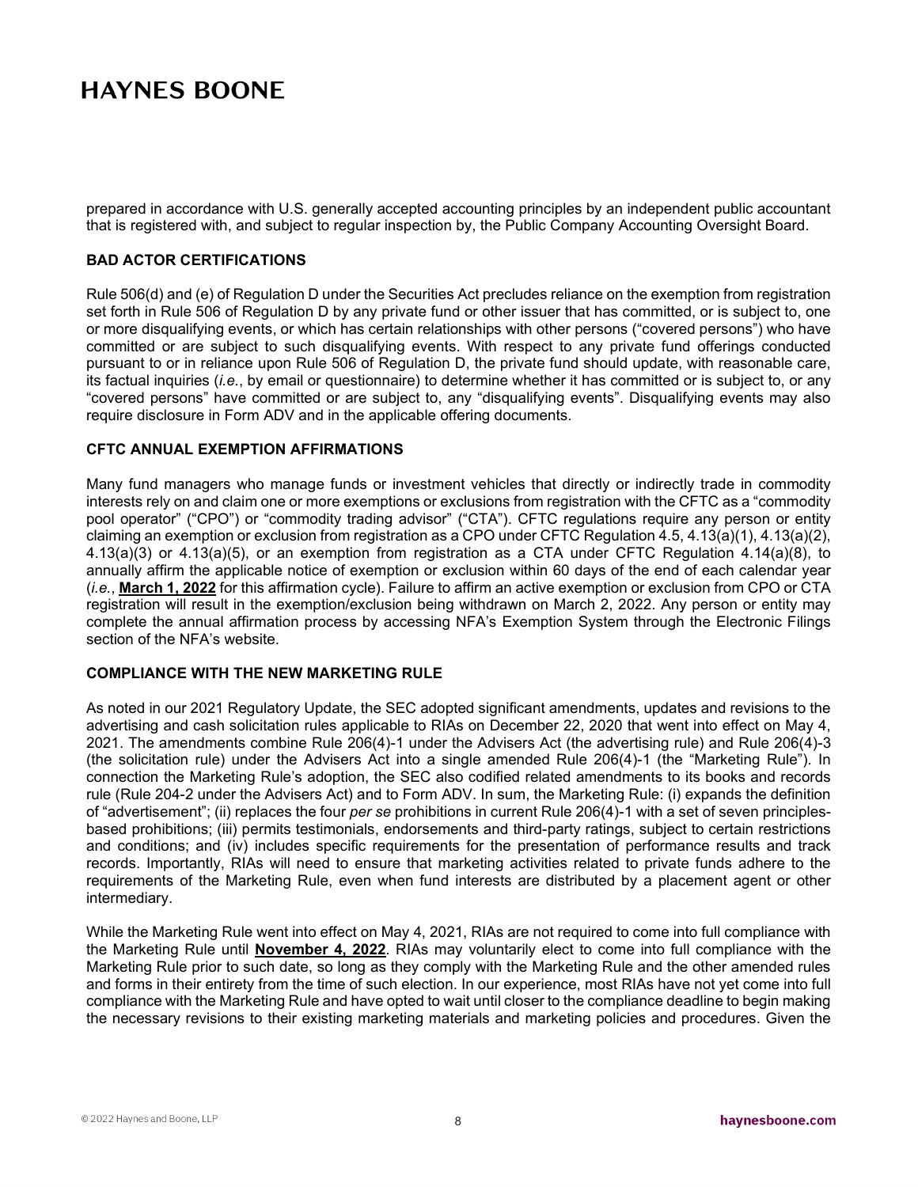prepared in accordance with U.S. generally accepted accounting principles by an independent public accountant that is registered with, and subject to regular inspection by, the Public Company Accounting Oversight Board.

## BAD ACTOR CERTIFICATIONS

Rule 506(d) and (e) of Regulation D under the Securities Act precludes reliance on the exemption from registration set forth in Rule 506 of Regulation D by any private fund or other issuer that has committed, or is subject to, one or more disqualifying events, or which has certain relationships with other persons ("covered persons") who have committed or are subject to such disqualifying events. With respect to any private fund offerings conducted pursuant to or in reliance upon Rule 506 of Regulation D, the private fund should update, with reasonable care, its factual inquiries (*i.e.*, by email or questionnaire) to determine whether it has committed or is subject to, or any "covered persons" have committed or are subject to, any "disqualifying events". Disqualifying events may also require disclosure in Form ADV and in the applicable offering documents.

## CFTC ANNUAL EXEMPTION AFFIRMATIONS

Many fund managers who manage funds or investment vehicles that directly or indirectly trade in commodity interests rely on and claim one or more exemptions or exclusions from registration with the CFTC as a "commodity pool operator" ("CPO") or "commodity trading advisor" ("CTA"). CFTC regulations require any person or entity claiming an exemption or exclusion from registration as a CPO under CFTC Regulation 4.5, 4.13(a)(1), 4.13(a)(2), 4.13(a)(3) or 4.13(a)(5), or an exemption from registration as a CTA under CFTC Regulation 4.14(a)(8), to annually affirm the applicable notice of exemption or exclusion within 60 days of the end of each calendar year (*i.e.*, **March 1, 2022** for this affirmation cycle). Failure to affirm an active exemption or exclusion from CPO or CTA registration will result in the exemption/exclusion being withdrawn on March 2, 2022. Any person or entity may complete the annual affirmation process by accessing NFA's Exemption System through the Electronic Filings section of the NFA's website.

## COMPLIANCE WITH THE NEW MARKETING RULE

As noted in our 2021 Regulatory Update, the SEC adopted significant amendments, updates and revisions to the advertising and cash solicitation rules applicable to RIAs on December 22, 2020 that went into effect on May 4, 2021. The amendments combine Rule 206(4)-1 under the Advisers Act (the advertising rule) and Rule 206(4)-3 (the solicitation rule) under the Advisers Act into a single amended Rule 206(4)-1 (the "Marketing Rule"). In connection the Marketing Rule's adoption, the SEC also codified related amendments to its books and records rule (Rule 204-2 under the Advisers Act) and to Form ADV. In sum, the Marketing Rule: (i) expands the definition of "advertisement"; (ii) replaces the four *per se* prohibitions in current Rule 206(4)-1 with a set of seven principles-based prohibitions; (iii) permits testimonials, endorsements and third-party ratings, subject to certain restrictions and conditions; and (iv) includes specific requirements for the presentation of performance results and track records. Importantly, RIAs will need to ensure that marketing activities related to private funds adhere to the requirements of the Marketing Rule, even when fund interests are distributed by a placement agent or other intermediary.

While the Marketing Rule went into effect on May 4, 2021, RIAs are not required to come into full compliance with the Marketing Rule until **November 4, 2022**. RIAs may voluntarily elect to come into full compliance with the Marketing Rule prior to such date, so long as they comply with the Marketing Rule and the other amended rules and forms in their entirety from the time of such election. In our experience, most RIAs have not yet come into full compliance with the Marketing Rule and have opted to wait until closer to the compliance deadline to begin making the necessary revisions to their existing marketing materials and marketing policies and procedures. Given the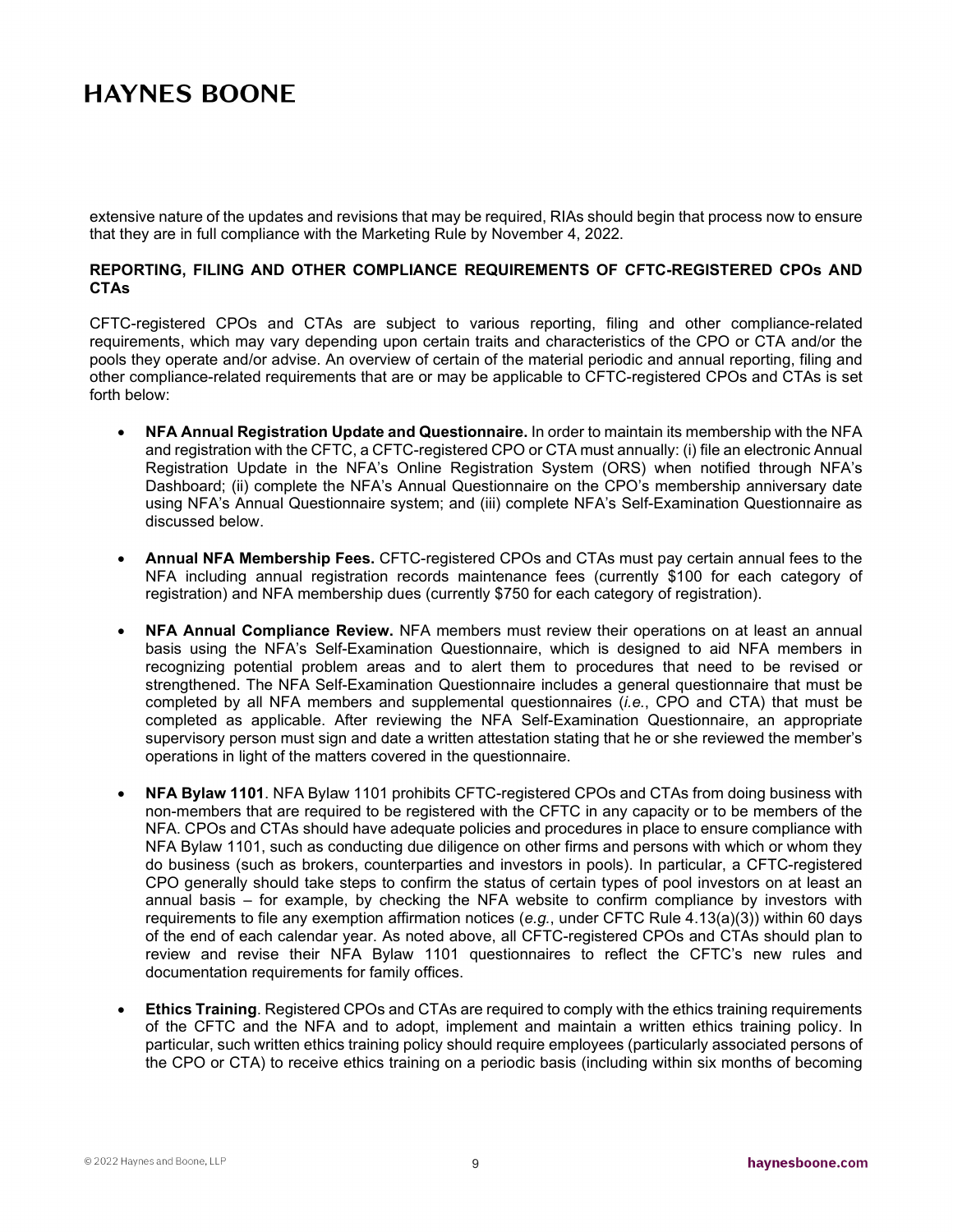extensive nature of the updates and revisions that may be required, RIAs should begin that process now to ensure that they are in full compliance with the Marketing Rule by November 4, 2022.

**REPORTING, FILING AND OTHER COMPLIANCE REQUIREMENTS OF CFTC-REGISTERED CPOs AND CTAs**

CFTC-registered CPOs and CTAs are subject to various reporting, filing and other compliance-related requirements, which may vary depending upon certain traits and characteristics of the CPO or CTA and/or the pools they operate and/or advise. An overview of certain of the material periodic and annual reporting, filing and other compliance-related requirements that are or may be applicable to CFTC-registered CPOs and CTAs is set forth below:

- **NFA Annual Registration Update and Questionnaire.** In order to maintain its membership with the NFA and registration with the CFTC, a CFTC-registered CPO or CTA must annually: (i) file an electronic Annual Registration Update in the NFA's Online Registration System (ORS) when notified through NFA's Dashboard; (ii) complete the NFA's Annual Questionnaire on the CPO's membership anniversary date using NFA's Annual Questionnaire system; and (iii) complete NFA's Self-Examination Questionnaire as discussed below.

- **Annual NFA Membership Fees.** CFTC-registered CPOs and CTAs must pay certain annual fees to the NFA including annual registration records maintenance fees (currently $100 for each category of registration) and NFA membership dues (currently $750 for each category of registration).

- **NFA Annual Compliance Review.** NFA members must review their operations on at least an annual basis using the NFA's Self-Examination Questionnaire, which is designed to aid NFA members in recognizing potential problem areas and to alert them to procedures that need to be revised or strengthened. The NFA Self-Examination Questionnaire includes a general questionnaire that must be completed by all NFA members and supplemental questionnaires (*i.e.*, CPO and CTA) that must be completed as applicable. After reviewing the NFA Self-Examination Questionnaire, an appropriate supervisory person must sign and date a written attestation stating that he or she reviewed the member's operations in light of the matters covered in the questionnaire.

- **NFA Bylaw 1101**. NFA Bylaw 1101 prohibits CFTC-registered CPOs and CTAs from doing business with non-members that are required to be registered with the CFTC in any capacity or to be members of the NFA. CPOs and CTAs should have adequate policies and procedures in place to ensure compliance with NFA Bylaw 1101, such as conducting due diligence on other firms and persons with which or whom they do business (such as brokers, counterparties and investors in pools). In particular, a CFTC-registered CPO generally should take steps to confirm the status of certain types of pool investors on at least an annual basis – for example, by checking the NFA website to confirm compliance by investors with requirements to file any exemption affirmation notices (*e.g.*, under CFTC Rule 4.13(a)(3)) within 60 days of the end of each calendar year. As noted above, all CFTC-registered CPOs and CTAs should plan to review and revise their NFA Bylaw 1101 questionnaires to reflect the CFTC's new rules and documentation requirements for family offices.

- **Ethics Training**. Registered CPOs and CTAs are required to comply with the ethics training requirements of the CFTC and the NFA and to adopt, implement and maintain a written ethics training policy. In particular, such written ethics training policy should require employees (particularly associated persons of the CPO or CTA) to receive ethics training on a periodic basis (including within six months of becoming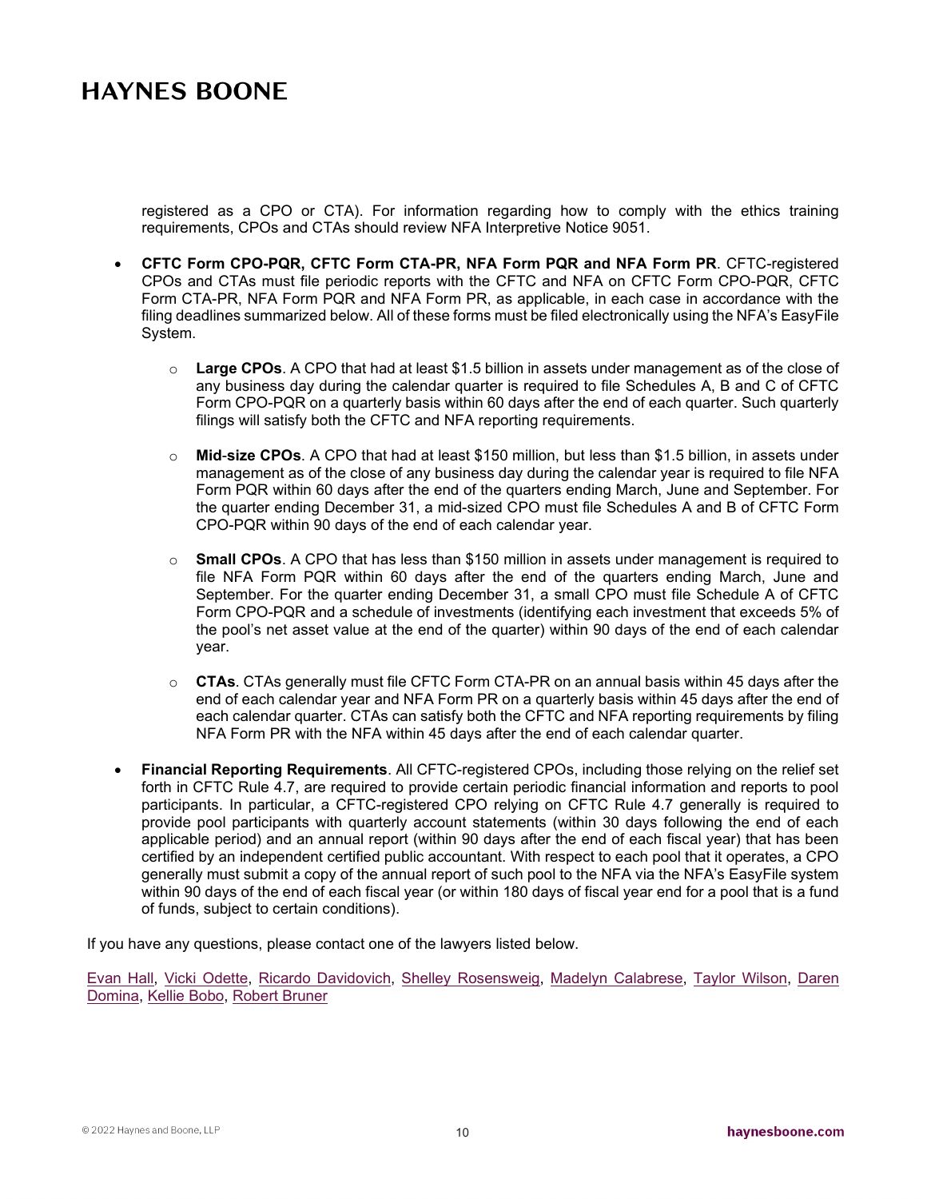registered as a CPO or CTA). For information regarding how to comply with the ethics training requirements, CPOs and CTAs should review NFA Interpretive Notice 9051.

- **CFTC Form CPO-PQR, CFTC Form CTA-PR, NFA Form PQR and NFA Form PR**. CFTC-registered CPOs and CTAs must file periodic reports with the CFTC and NFA on CFTC Form CPO-PQR, CFTC Form CTA-PR, NFA Form PQR and NFA Form PR, as applicable, in each case in accordance with the filing deadlines summarized below. All of these forms must be filed electronically using the NFA's EasyFile System.
    - **Large CPOs**. A CPO that had at least $1.5 billion in assets under management as of the close of any business day during the calendar quarter is required to file Schedules A, B and C of CFTC Form CPO-PQR on a quarterly basis within 60 days after the end of each quarter. Such quarterly filings will satisfy both the CFTC and NFA reporting requirements.
    - **Mid-size CPOs**. A CPO that had at least $150 million, but less than $1.5 billion, in assets under management as of the close of any business day during the calendar year is required to file NFA Form PQR within 60 days after the end of the quarters ending March, June and September. For the quarter ending December 31, a mid-sized CPO must file Schedules A and B of CFTC Form CPO-PQR within 90 days of the end of each calendar year.
    - **Small CPOs**. A CPO that has less than $150 million in assets under management is required to file NFA Form PQR within 60 days after the end of the quarters ending March, June and September. For the quarter ending December 31, a small CPO must file Schedule A of CFTC Form CPO-PQR and a schedule of investments (identifying each investment that exceeds 5% of the pool's net asset value at the end of the quarter) within 90 days of the end of each calendar year.
    - **CTAs**. CTAs generally must file CFTC Form CTA-PR on an annual basis within 45 days after the end of each calendar year and NFA Form PR on a quarterly basis within 45 days after the end of each calendar quarter. CTAs can satisfy both the CFTC and NFA reporting requirements by filing NFA Form PR with the NFA within 45 days after the end of each calendar quarter.
- **Financial Reporting Requirements**. All CFTC-registered CPOs, including those relying on the relief set forth in CFTC Rule 4.7, are required to provide certain periodic financial information and reports to pool participants. In particular, a CFTC-registered CPO relying on CFTC Rule 4.7 generally is required to provide pool participants with quarterly account statements (within 30 days following the end of each applicable period) and an annual report (within 90 days after the end of each fiscal year) that has been certified by an independent certified public accountant. With respect to each pool that it operates, a CPO generally must submit a copy of the annual report of such pool to the NFA via the NFA's EasyFile system within 90 days of the end of each fiscal year (or within 180 days of fiscal year end for a pool that is a fund of funds, subject to certain conditions).

If you have any questions, please contact one of the lawyers listed below.

Evan Hall, Vicki Odette, Ricardo Davidovich, Shelley Rosensweig, Madelyn Calabrese, Taylor Wilson, Daren Domina, Kellie Bobo, Robert Bruner